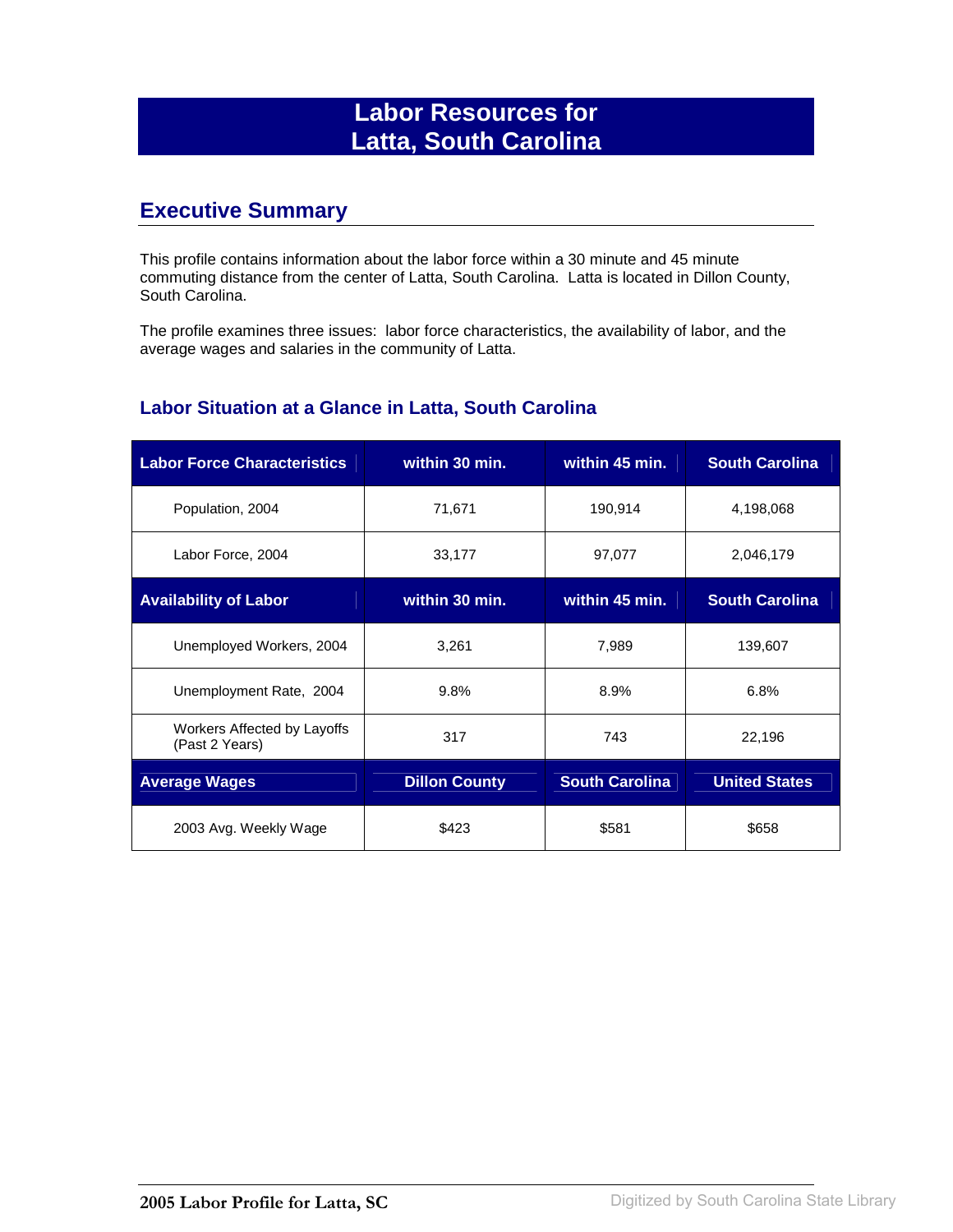# Labor Resources for Latta, South Carolina

## Executive Summary

This profile contains information about the labor force within a 30 minute and 45 minute commuting distance from the center of Latta, South Carolina. Latta is located in Dillon County, South Carolina.

The profile examines three issues: labor force characteristics, the availability of labor, and the average wages and salaries in the community of Latta.

### Labor Situation at a Glance in Latta, South Carolina

| Labor Force Characteristics | within 30 min. | within 45 min. | South Carolina |
|---|---|---|---|
| Population, 2004 | 71,671 | 190,914 | 4,198,068 |
| Labor Force, 2004 | 33,177 | 97,077 | 2,046,179 |
| **Availability of Labor** | **within 30 min.** | **within 45 min.** | **South Carolina** |
| Unemployed Workers, 2004 | 3,261 | 7,989 | 139,607 |
| Unemployment Rate, 2004 | 9.8% | 8.9% | 6.8% |
| Workers Affected by Layoffs (Past 2 Years) | 317 | 743 | 22,196 |
| **Average Wages** | **Dillon County** | **South Carolina** | **United States** |
| 2003 Avg. Weekly Wage | $423 | $581 | $658 |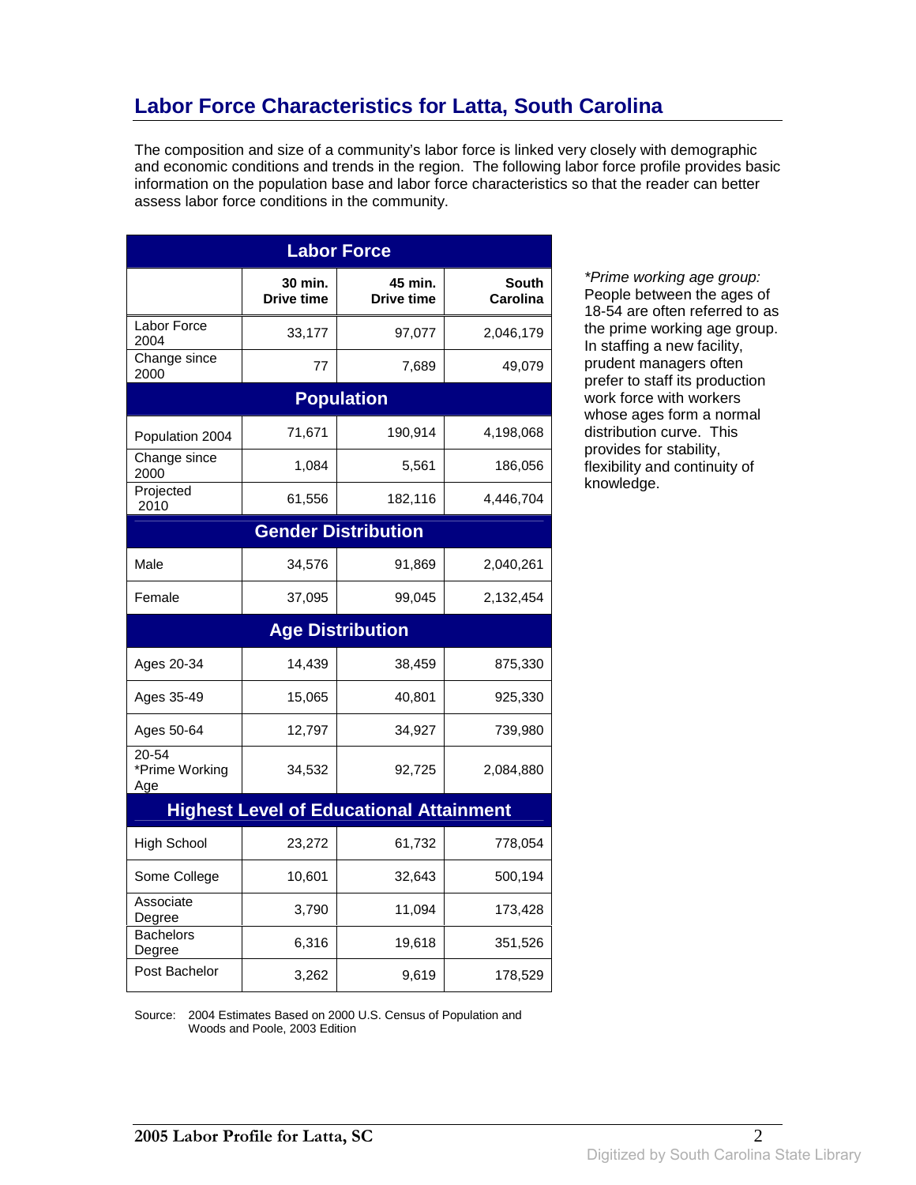# Labor Force Characteristics for Latta, South Carolina

The composition and size of a community's labor force is linked very closely with demographic and economic conditions and trends in the region. The following labor force profile provides basic information on the population base and labor force characteristics so that the reader can better assess labor force conditions in the community.

| Labor Force | | | |
|---|---|---|---|
| | 30 min. Drive time | 45 min. Drive time | South Carolina |
| Labor Force 2004 | 33,177 | 97,077 | 2,046,179 |
| Change since 2000 | 77 | 7,689 | 49,079 |
| **Population** | | | |
| Population 2004 | 71,671 | 190,914 | 4,198,068 |
| Change since 2000 | 1,084 | 5,561 | 186,056 |
| Projected 2010 | 61,556 | 182,116 | 4,446,704 |
| **Gender Distribution** | | | |
| Male | 34,576 | 91,869 | 2,040,261 |
| Female | 37,095 | 99,045 | 2,132,454 |
| **Age Distribution** | | | |
| Ages 20-34 | 14,439 | 38,459 | 875,330 |
| Ages 35-49 | 15,065 | 40,801 | 925,330 |
| Ages 50-64 | 12,797 | 34,927 | 739,980 |
| 20-54 *Prime Working Age | 34,532 | 92,725 | 2,084,880 |
| **Highest Level of Educational Attainment** | | | |
| High School | 23,272 | 61,732 | 778,054 |
| Some College | 10,601 | 32,643 | 500,194 |
| Associate Degree | 3,790 | 11,094 | 173,428 |
| Bachelors Degree | 6,316 | 19,618 | 351,526 |
| Post Bachelor | 3,262 | 9,619 | 178,529 |

Source: 2004 Estimates Based on 2000 U.S. Census of Population and Woods and Poole, 2003 Edition

*\*Prime working age group:* People between the ages of 18-54 are often referred to as the prime working age group. In staffing a new facility, prudent managers often prefer to staff its production work force with workers whose ages form a normal distribution curve. This provides for stability, flexibility and continuity of knowledge.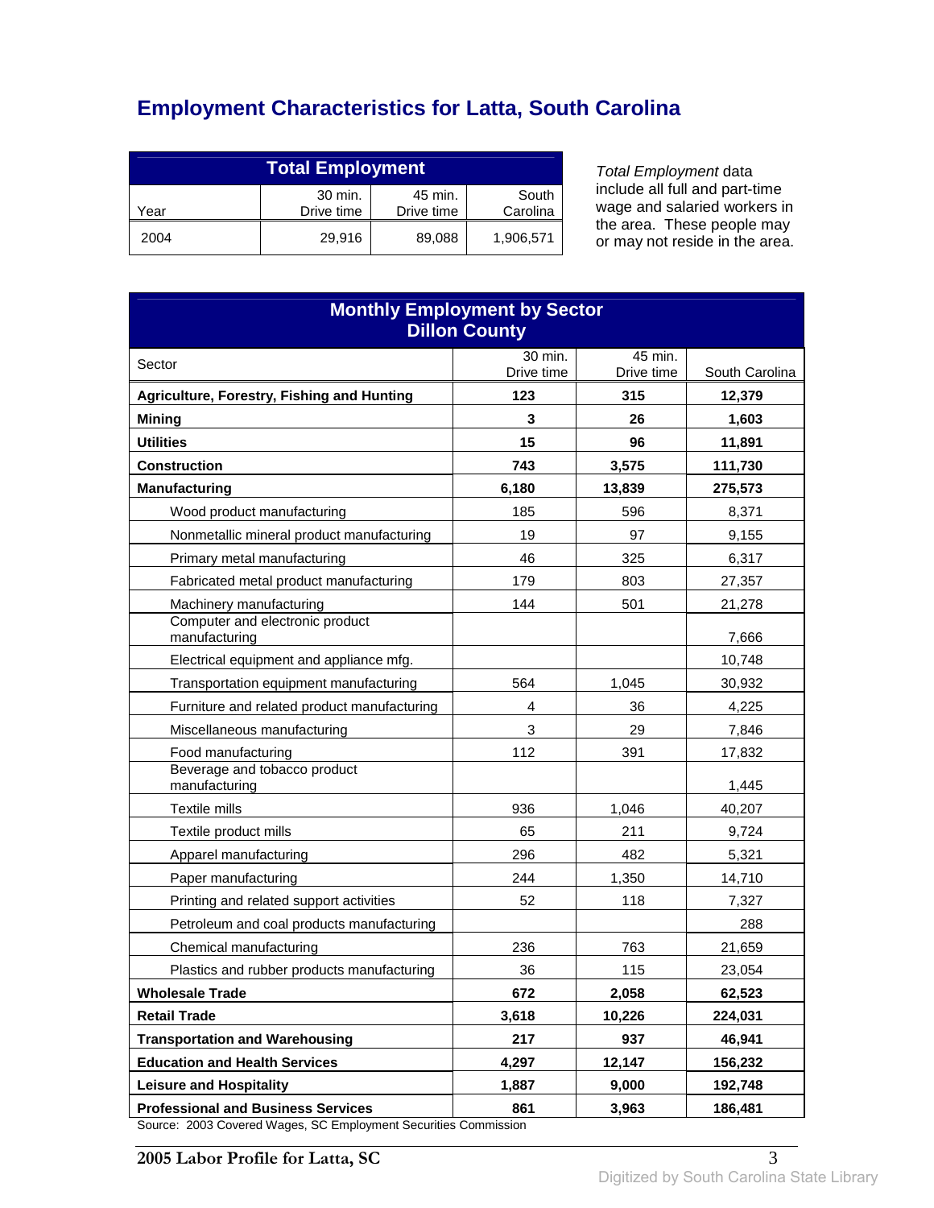# Employment Characteristics for Latta, South Carolina

| Total Employment | | | |
|---|---|---|---|
| Year | 30 min. Drive time | 45 min. Drive time | South Carolina |
| 2004 | 29,916 | 89,088 | 1,906,571 |

*Total Employment* data include all full and part-time wage and salaried workers in the area. These people may or may not reside in the area.

| Monthly Employment by Sector Dillon County | | | |
|---|---|---|---|
| Sector | 30 min. Drive time | 45 min. Drive time | South Carolina |
| **Agriculture, Forestry, Fishing and Hunting** | **123** | **315** | **12,379** |
| **Mining** | **3** | **26** | **1,603** |
| **Utilities** | **15** | **96** | **11,891** |
| **Construction** | **743** | **3,575** | **111,730** |
| **Manufacturing** | **6,180** | **13,839** | **275,573** |
| Wood product manufacturing | 185 | 596 | 8,371 |
| Nonmetallic mineral product manufacturing | 19 | 97 | 9,155 |
| Primary metal manufacturing | 46 | 325 | 6,317 |
| Fabricated metal product manufacturing | 179 | 803 | 27,357 |
| Machinery manufacturing | 144 | 501 | 21,278 |
| Computer and electronic product manufacturing | | | 7,666 |
| Electrical equipment and appliance mfg. | | | 10,748 |
| Transportation equipment manufacturing | 564 | 1,045 | 30,932 |
| Furniture and related product manufacturing | 4 | 36 | 4,225 |
| Miscellaneous manufacturing | 3 | 29 | 7,846 |
| Food manufacturing | 112 | 391 | 17,832 |
| Beverage and tobacco product manufacturing | | | 1,445 |
| Textile mills | 936 | 1,046 | 40,207 |
| Textile product mills | 65 | 211 | 9,724 |
| Apparel manufacturing | 296 | 482 | 5,321 |
| Paper manufacturing | 244 | 1,350 | 14,710 |
| Printing and related support activities | 52 | 118 | 7,327 |
| Petroleum and coal products manufacturing | | | 288 |
| Chemical manufacturing | 236 | 763 | 21,659 |
| Plastics and rubber products manufacturing | 36 | 115 | 23,054 |
| **Wholesale Trade** | **672** | **2,058** | **62,523** |
| **Retail Trade** | **3,618** | **10,226** | **224,031** |
| **Transportation and Warehousing** | **217** | **937** | **46,941** |
| **Education and Health Services** | **4,297** | **12,147** | **156,232** |
| **Leisure and Hospitality** | **1,887** | **9,000** | **192,748** |
| **Professional and Business Services** | **861** | **3,963** | **186,481** |

Source: 2003 Covered Wages, SC Employment Securities Commission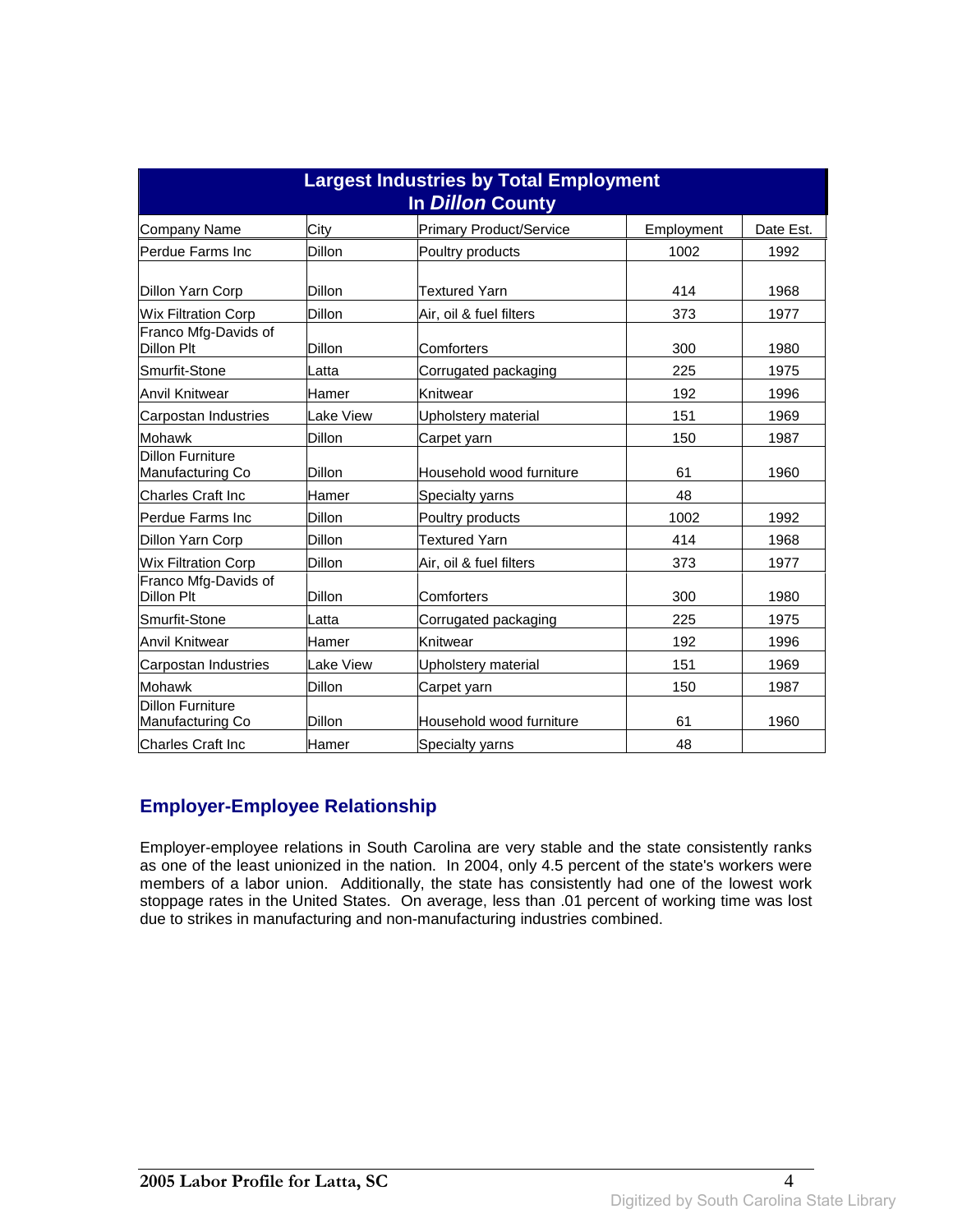| Largest Industries by Total Employment In *Dillon* County | | | | |
|---|---|---|---|---|
| Company Name | City | Primary Product/Service | Employment | Date Est. |
| Perdue Farms Inc | Dillon | Poultry products | 1002 | 1992 |
| Dillon Yarn Corp | Dillon | Textured Yarn | 414 | 1968 |
| Wix Filtration Corp | Dillon | Air, oil & fuel filters | 373 | 1977 |
| Franco Mfg-Davids of Dillon Plt | Dillon | Comforters | 300 | 1980 |
| Smurfit-Stone | Latta | Corrugated packaging | 225 | 1975 |
| Anvil Knitwear | Hamer | Knitwear | 192 | 1996 |
| Carpostan Industries | Lake View | Upholstery material | 151 | 1969 |
| Mohawk | Dillon | Carpet yarn | 150 | 1987 |
| Dillon Furniture Manufacturing Co | Dillon | Household wood furniture | 61 | 1960 |
| Charles Craft Inc | Hamer | Specialty yarns | 48 | |
| Perdue Farms Inc | Dillon | Poultry products | 1002 | 1992 |
| Dillon Yarn Corp | Dillon | Textured Yarn | 414 | 1968 |
| Wix Filtration Corp | Dillon | Air, oil & fuel filters | 373 | 1977 |
| Franco Mfg-Davids of Dillon Plt | Dillon | Comforters | 300 | 1980 |
| Smurfit-Stone | Latta | Corrugated packaging | 225 | 1975 |
| Anvil Knitwear | Hamer | Knitwear | 192 | 1996 |
| Carpostan Industries | Lake View | Upholstery material | 151 | 1969 |
| Mohawk | Dillon | Carpet yarn | 150 | 1987 |
| Dillon Furniture Manufacturing Co | Dillon | Household wood furniture | 61 | 1960 |
| Charles Craft Inc | Hamer | Specialty yarns | 48 | |

## Employer-Employee Relationship

Employer-employee relations in South Carolina are very stable and the state consistently ranks as one of the least unionized in the nation. In 2004, only 4.5 percent of the state's workers were members of a labor union. Additionally, the state has consistently had one of the lowest work stoppage rates in the United States. On average, less than .01 percent of working time was lost due to strikes in manufacturing and non-manufacturing industries combined.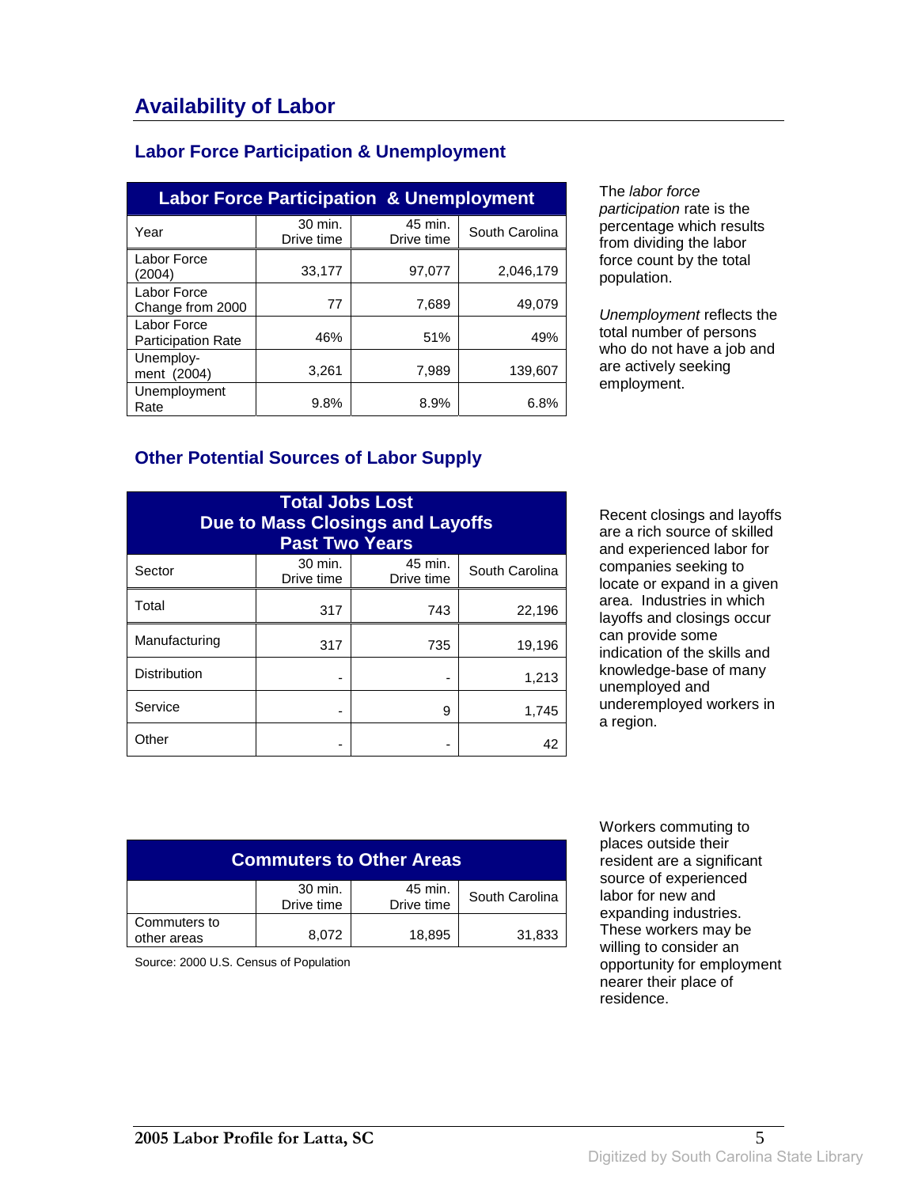# Availability of Labor

## Labor Force Participation & Unemployment

| Labor Force Participation & Unemployment | | | |
|---|---|---|---|
| Year | 30 min. Drive time | 45 min. Drive time | South Carolina |
| Labor Force (2004) | 33,177 | 97,077 | 2,046,179 |
| Labor Force Change from 2000 | 77 | 7,689 | 49,079 |
| Labor Force Participation Rate | 46% | 51% | 49% |
| Unemploy-ment (2004) | 3,261 | 7,989 | 139,607 |
| Unemployment Rate | 9.8% | 8.9% | 6.8% |

The *labor force participation* rate is the percentage which results from dividing the labor force count by the total population.

*Unemployment* reflects the total number of persons who do not have a job and are actively seeking employment.

## Other Potential Sources of Labor Supply

| Total Jobs Lost Due to Mass Closings and Layoffs Past Two Years | | | |
|---|---|---|---|
| Sector | 30 min. Drive time | 45 min. Drive time | South Carolina |
| Total | 317 | 743 | 22,196 |
| Manufacturing | 317 | 735 | 19,196 |
| Distribution | - | - | 1,213 |
| Service | - | 9 | 1,745 |
| Other | - | - | 42 |

Recent closings and layoffs are a rich source of skilled and experienced labor for companies seeking to locate or expand in a given area. Industries in which layoffs and closings occur can provide some indication of the skills and knowledge-base of many unemployed and underemployed workers in a region.

| Commuters to Other Areas | | | |
|---|---|---|---|
| | 30 min. Drive time | 45 min. Drive time | South Carolina |
| Commuters to other areas | 8,072 | 18,895 | 31,833 |

Source: 2000 U.S. Census of Population

Workers commuting to places outside their resident are a significant source of experienced labor for new and expanding industries. These workers may be willing to consider an opportunity for employment nearer their place of residence.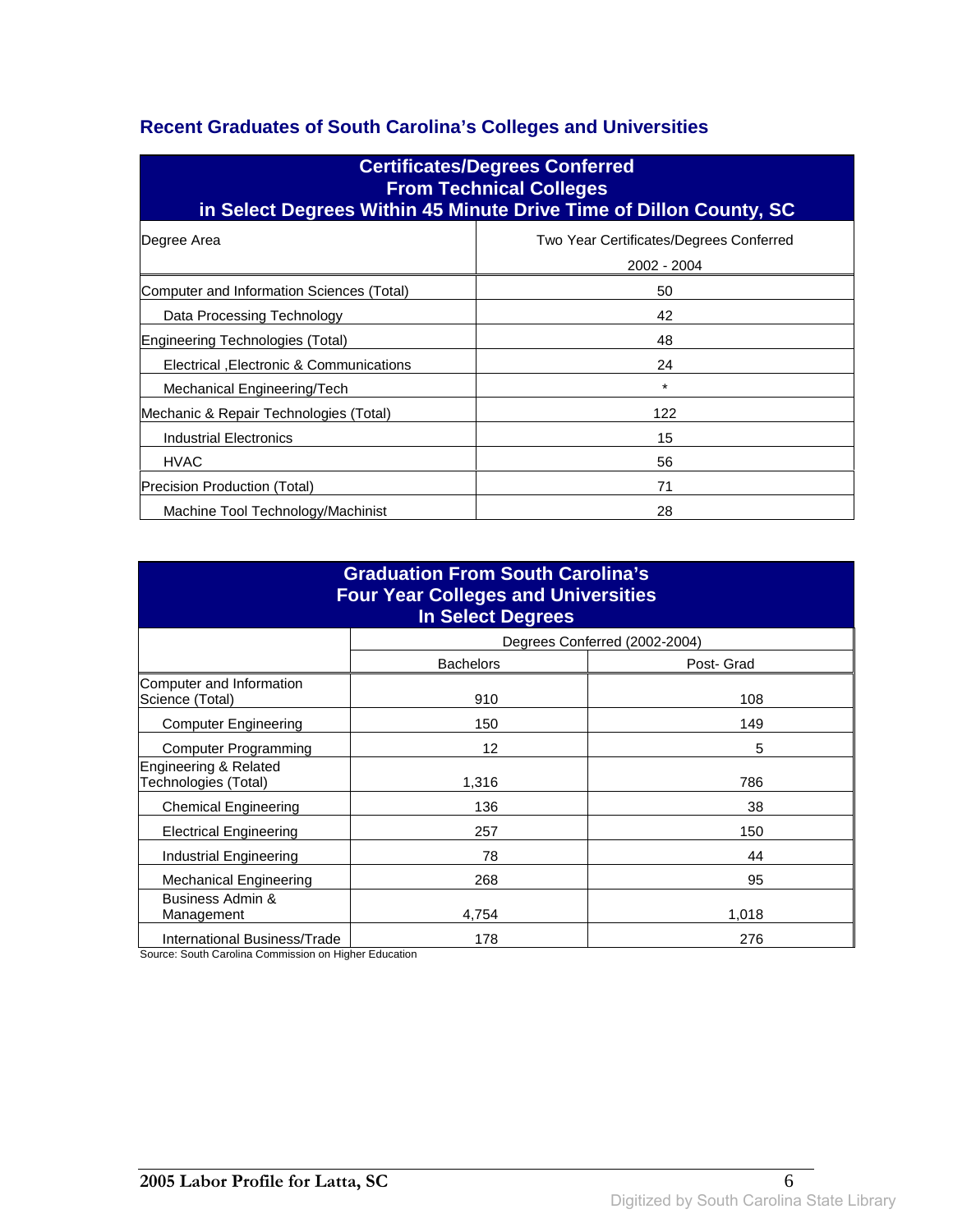## Recent Graduates of South Carolina's Colleges and Universities

| Certificates/Degrees Conferred From Technical Colleges in Select Degrees Within 45 Minute Drive Time of Dillon County, SC | |
|---|---|
| Degree Area | Two Year Certificates/Degrees Conferred 2002 - 2004 |
| Computer and Information Sciences (Total) | 50 |
| Data Processing Technology | 42 |
| Engineering Technologies (Total) | 48 |
| Electrical ,Electronic & Communications | 24 |
| Mechanical Engineering/Tech | * |
| Mechanic & Repair Technologies (Total) | 122 |
| Industrial Electronics | 15 |
| HVAC | 56 |
| Precision Production (Total) | 71 |
| Machine Tool Technology/Machinist | 28 |

| Graduation From South Carolina's Four Year Colleges and Universities In Select Degrees | | |
|---|---|---|
| | Degrees Conferred (2002-2004) | |
| | Bachelors | Post- Grad |
| Computer and Information Science (Total) | 910 | 108 |
| Computer Engineering | 150 | 149 |
| Computer Programming | 12 | 5 |
| Engineering & Related Technologies (Total) | 1,316 | 786 |
| Chemical Engineering | 136 | 38 |
| Electrical Engineering | 257 | 150 |
| Industrial Engineering | 78 | 44 |
| Mechanical Engineering | 268 | 95 |
| Business Admin & Management | 4,754 | 1,018 |
| International Business/Trade | 178 | 276 |

Source: South Carolina Commission on Higher Education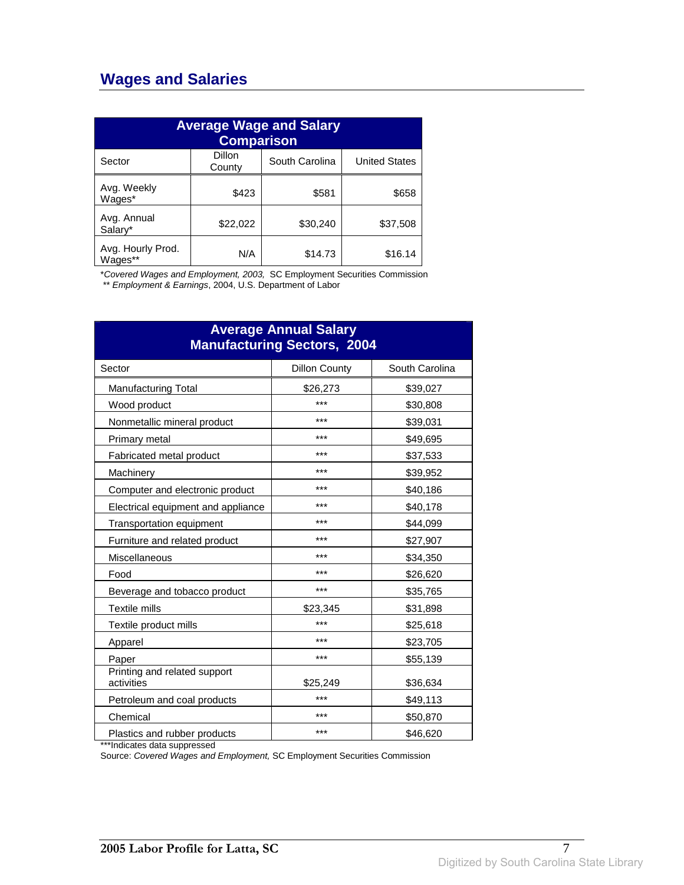## Wages and Salaries

| Average Wage and Salary Comparison | | | |
|---|---|---|---|
| Sector | Dillon County | South Carolina | United States |
| Avg. Weekly Wages* | $423 | $581 | $658 |
| Avg. Annual Salary* | $22,022 | $30,240 | $37,508 |
| Avg. Hourly Prod. Wages** | N/A | $14.73 | $16.14 |

*Covered Wages and Employment, 2003,* SC Employment Securities Commission
** *Employment & Earnings*, 2004, U.S. Department of Labor

| Average Annual Salary Manufacturing Sectors, 2004 | | |
|---|---|---|
| Sector | Dillon County | South Carolina |
| Manufacturing Total | $26,273 | $39,027 |
| Wood product | *** | $30,808 |
| Nonmetallic mineral product | *** | $39,031 |
| Primary metal | *** | $49,695 |
| Fabricated metal product | *** | $37,533 |
| Machinery | *** | $39,952 |
| Computer and electronic product | *** | $40,186 |
| Electrical equipment and appliance | *** | $40,178 |
| Transportation equipment | *** | $44,099 |
| Furniture and related product | *** | $27,907 |
| Miscellaneous | *** | $34,350 |
| Food | *** | $26,620 |
| Beverage and tobacco product | *** | $35,765 |
| Textile mills | $23,345 | $31,898 |
| Textile product mills | *** | $25,618 |
| Apparel | *** | $23,705 |
| Paper | *** | $55,139 |
| Printing and related support activities | $25,249 | $36,634 |
| Petroleum and coal products | *** | $49,113 |
| Chemical | *** | $50,870 |
| Plastics and rubber products | *** | $46,620 |

***Indicates data suppressed
Source: *Covered Wages and Employment,* SC Employment Securities Commission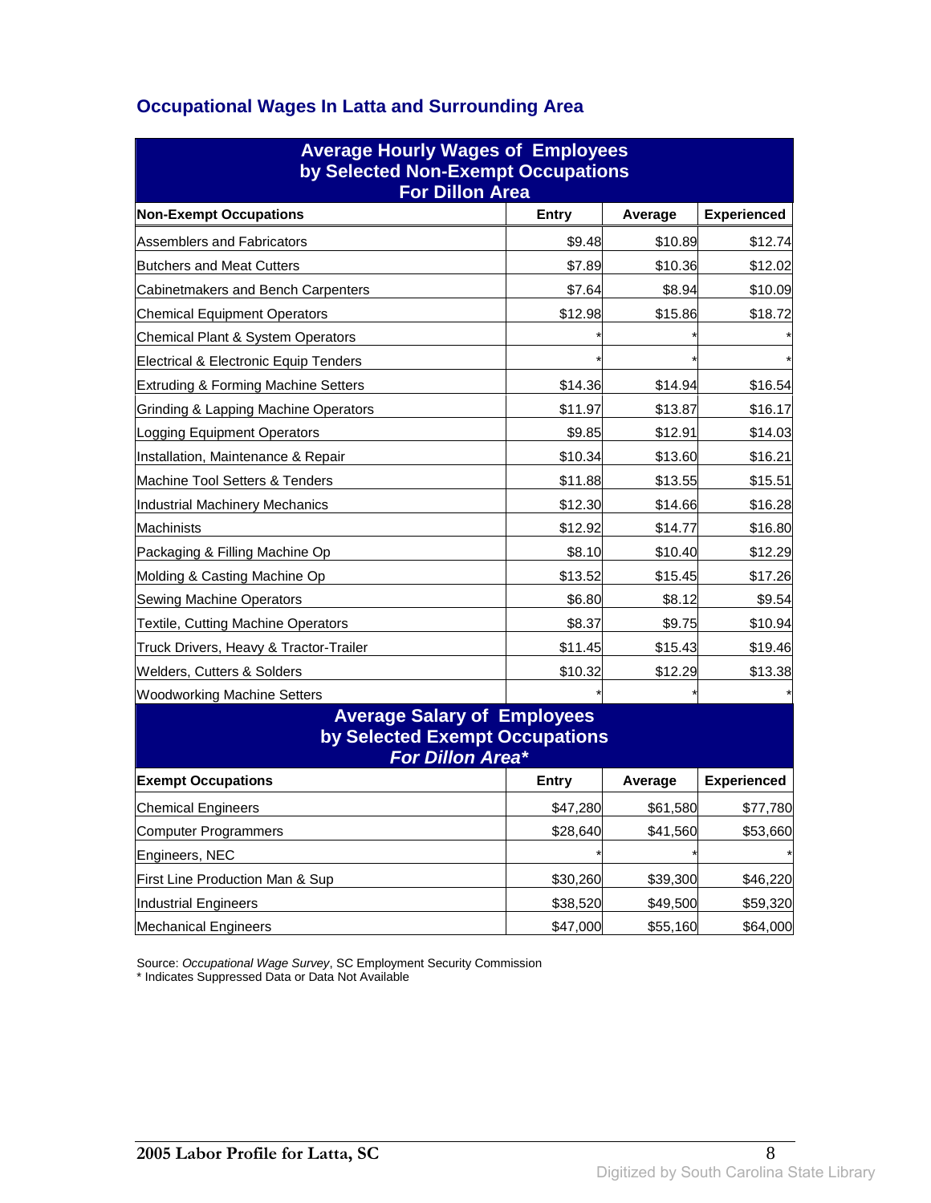## Occupational Wages In Latta and Surrounding Area

| Average Hourly Wages of Employees by Selected Non-Exempt Occupations *For Dillon Area* | | | |
|---|---|---|---|
| **Non-Exempt Occupations** | **Entry** | **Average** | **Experienced** |
| Assemblers and Fabricators | $9.48 | $10.89 | $12.74 |
| Butchers and Meat Cutters | $7.89 | $10.36 | $12.02 |
| Cabinetmakers and Bench Carpenters | $7.64 | $8.94 | $10.09 |
| Chemical Equipment Operators | $12.98 | $15.86 | $18.72 |
| Chemical Plant & System Operators | * | * | * |
| Electrical & Electronic Equip Tenders | * | * | * |
| Extruding & Forming Machine Setters | $14.36 | $14.94 | $16.54 |
| Grinding & Lapping Machine Operators | $11.97 | $13.87 | $16.17 |
| Logging Equipment Operators | $9.85 | $12.91 | $14.03 |
| Installation, Maintenance & Repair | $10.34 | $13.60 | $16.21 |
| Machine Tool Setters & Tenders | $11.88 | $13.55 | $15.51 |
| Industrial Machinery Mechanics | $12.30 | $14.66 | $16.28 |
| Machinists | $12.92 | $14.77 | $16.80 |
| Packaging & Filling Machine Op | $8.10 | $10.40 | $12.29 |
| Molding & Casting Machine Op | $13.52 | $15.45 | $17.26 |
| Sewing Machine Operators | $6.80 | $8.12 | $9.54 |
| Textile, Cutting Machine Operators | $8.37 | $9.75 | $10.94 |
| Truck Drivers, Heavy & Tractor-Trailer | $11.45 | $15.43 | $19.46 |
| Welders, Cutters & Solders | $10.32 | $12.29 | $13.38 |
| Woodworking Machine Setters | * | * | * |

| Average Salary of Employees by Selected Exempt Occupations *For Dillon Area** | | | |
|---|---|---|---|
| **Exempt Occupations** | **Entry** | **Average** | **Experienced** |
| Chemical Engineers | $47,280 | $61,580 | $77,780 |
| Computer Programmers | $28,640 | $41,560 | $53,660 |
| Engineers, NEC | * | * | * |
| First Line Production Man & Sup | $30,260 | $39,300 | $46,220 |
| Industrial Engineers | $38,520 | $49,500 | $59,320 |
| Mechanical Engineers | $47,000 | $55,160 | $64,000 |

Source: *Occupational Wage Survey*, SC Employment Security Commission
* Indicates Suppressed Data or Data Not Available